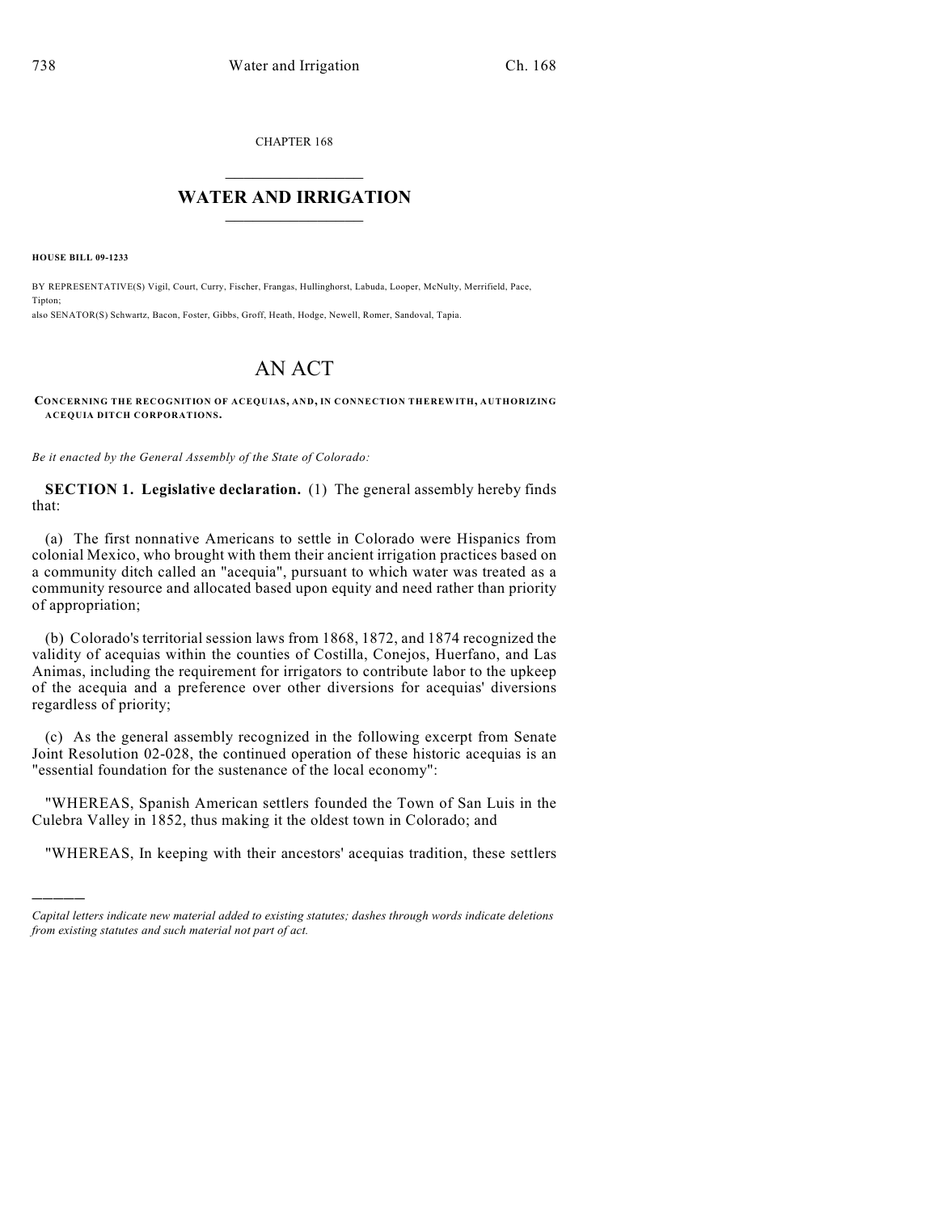CHAPTER 168

# WATER AND IRRIGATION

**HOUSE BILL 09-1233**

BY REPRESENTATIVE(S) Vigil, Court, Curry, Fischer, Frangas, Hullinghorst, Labuda, Looper, McNulty, Merrifield, Pace, Tipton;
also SENATOR(S) Schwartz, Bacon, Foster, Gibbs, Groff, Heath, Hodge, Newell, Romer, Sandoval, Tapia.

# AN ACT

**CONCERNING THE RECOGNITION OF ACEQUIAS, AND, IN CONNECTION THEREWITH, AUTHORIZING ACEQUIA DITCH CORPORATIONS.**

*Be it enacted by the General Assembly of the State of Colorado:*

**SECTION 1. Legislative declaration.** (1) The general assembly hereby finds that:

(a) The first nonnative Americans to settle in Colorado were Hispanics from colonial Mexico, who brought with them their ancient irrigation practices based on a community ditch called an "acequia", pursuant to which water was treated as a community resource and allocated based upon equity and need rather than priority of appropriation;

(b) Colorado's territorial session laws from 1868, 1872, and 1874 recognized the validity of acequias within the counties of Costilla, Conejos, Huerfano, and Las Animas, including the requirement for irrigators to contribute labor to the upkeep of the acequia and a preference over other diversions for acequias' diversions regardless of priority;

(c) As the general assembly recognized in the following excerpt from Senate Joint Resolution 02-028, the continued operation of these historic acequias is an "essential foundation for the sustenance of the local economy":

"WHEREAS, Spanish American settlers founded the Town of San Luis in the Culebra Valley in 1852, thus making it the oldest town in Colorado; and

"WHEREAS, In keeping with their ancestors' acequias tradition, these settlers

---

*Capital letters indicate new material added to existing statutes; dashes through words indicate deletions from existing statutes and such material not part of act.*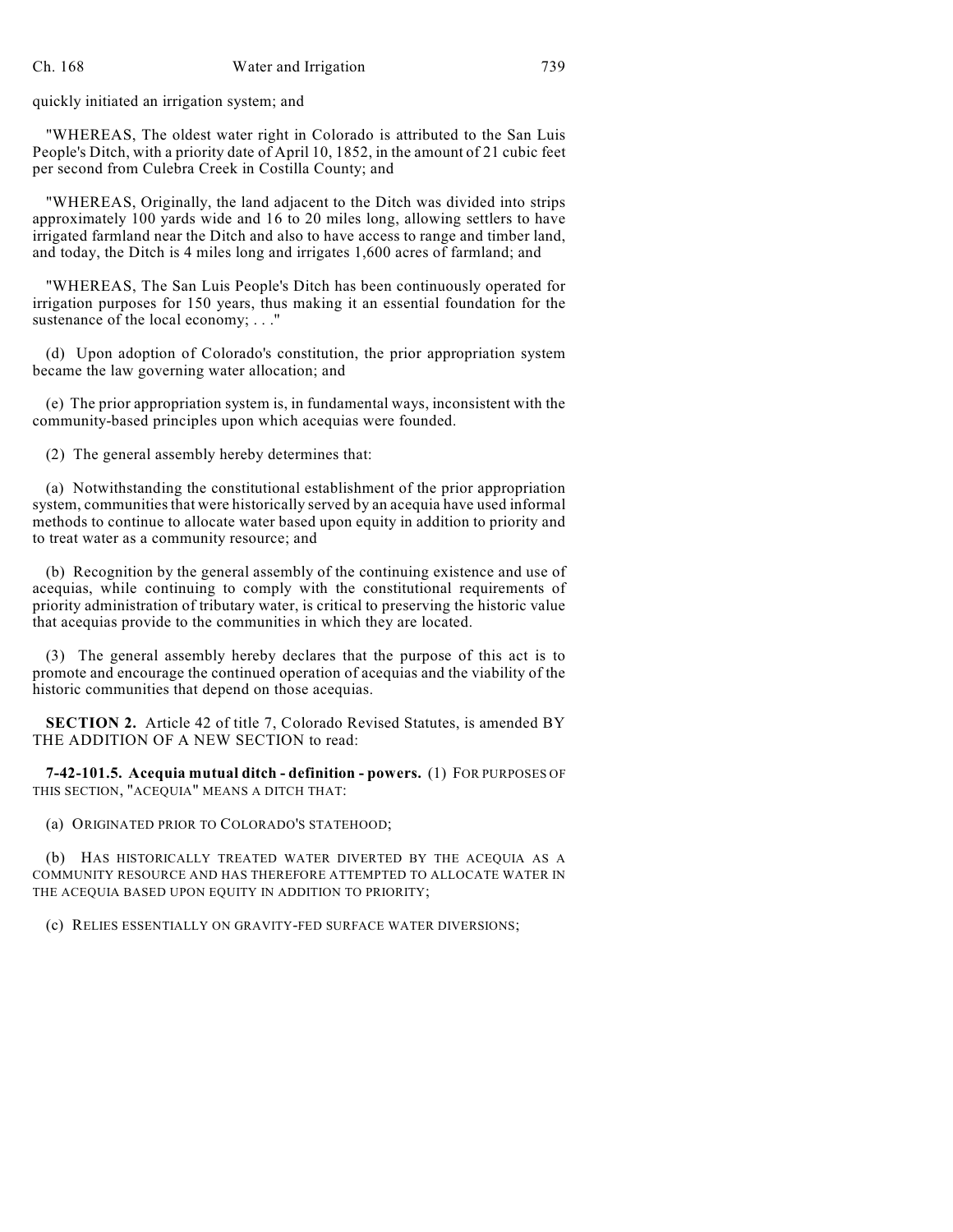quickly initiated an irrigation system; and

"WHEREAS, The oldest water right in Colorado is attributed to the San Luis People's Ditch, with a priority date of April 10, 1852, in the amount of 21 cubic feet per second from Culebra Creek in Costilla County; and

"WHEREAS, Originally, the land adjacent to the Ditch was divided into strips approximately 100 yards wide and 16 to 20 miles long, allowing settlers to have irrigated farmland near the Ditch and also to have access to range and timber land, and today, the Ditch is 4 miles long and irrigates 1,600 acres of farmland; and

"WHEREAS, The San Luis People's Ditch has been continuously operated for irrigation purposes for 150 years, thus making it an essential foundation for the sustenance of the local economy; . . ."

(d) Upon adoption of Colorado's constitution, the prior appropriation system became the law governing water allocation; and

(e) The prior appropriation system is, in fundamental ways, inconsistent with the community-based principles upon which acequias were founded.

(2) The general assembly hereby determines that:

(a) Notwithstanding the constitutional establishment of the prior appropriation system, communities that were historically served by an acequia have used informal methods to continue to allocate water based upon equity in addition to priority and to treat water as a community resource; and

(b) Recognition by the general assembly of the continuing existence and use of acequias, while continuing to comply with the constitutional requirements of priority administration of tributary water, is critical to preserving the historic value that acequias provide to the communities in which they are located.

(3) The general assembly hereby declares that the purpose of this act is to promote and encourage the continued operation of acequias and the viability of the historic communities that depend on those acequias.

**SECTION 2.** Article 42 of title 7, Colorado Revised Statutes, is amended BY THE ADDITION OF A NEW SECTION to read:

**7-42-101.5. Acequia mutual ditch - definition - powers.** (1) FOR PURPOSES OF THIS SECTION, "ACEQUIA" MEANS A DITCH THAT:

(a) ORIGINATED PRIOR TO COLORADO'S STATEHOOD;

(b) HAS HISTORICALLY TREATED WATER DIVERTED BY THE ACEQUIA AS A COMMUNITY RESOURCE AND HAS THEREFORE ATTEMPTED TO ALLOCATE WATER IN THE ACEQUIA BASED UPON EQUITY IN ADDITION TO PRIORITY;

(c) RELIES ESSENTIALLY ON GRAVITY-FED SURFACE WATER DIVERSIONS;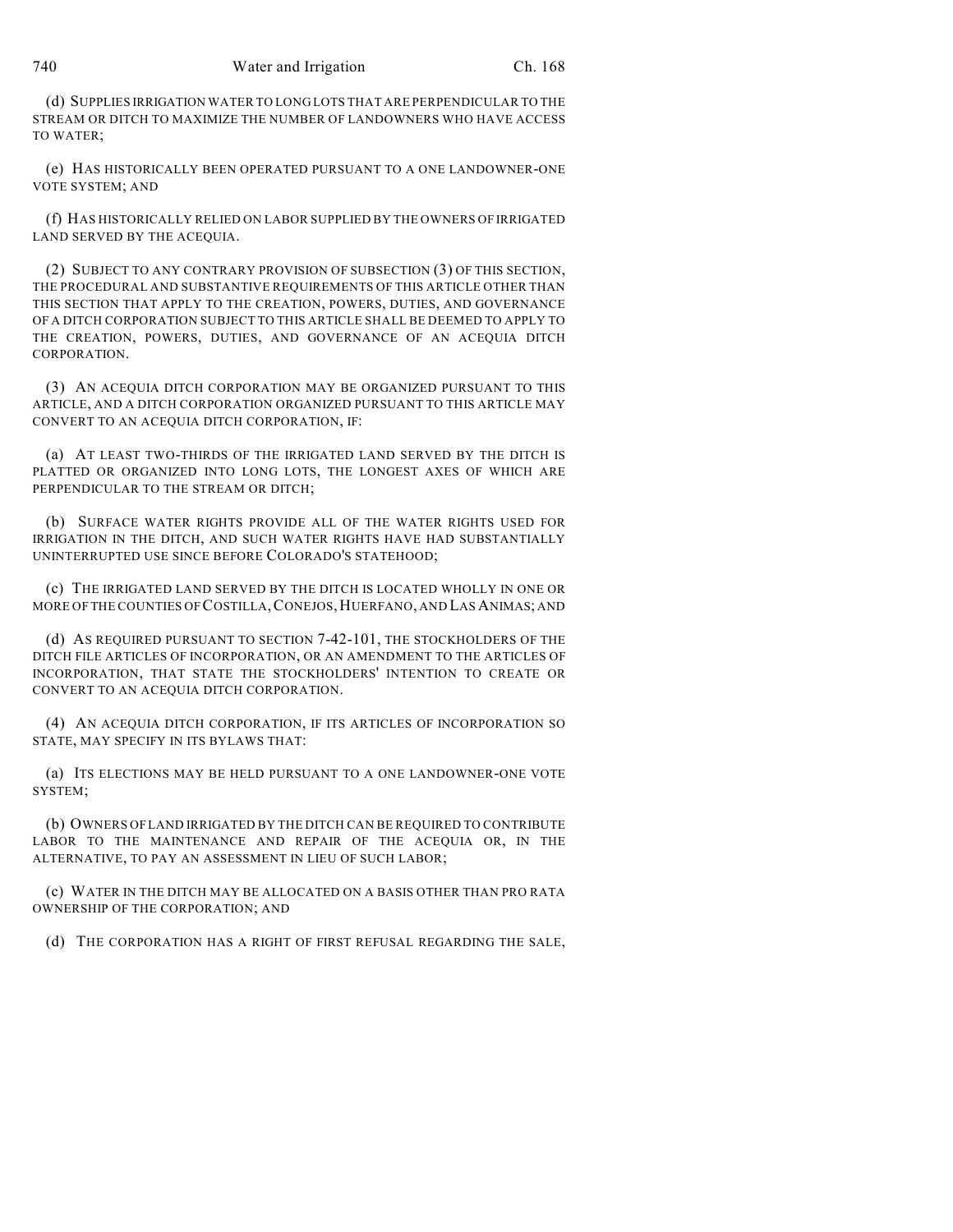(d) SUPPLIES IRRIGATION WATER TO LONG LOTS THAT ARE PERPENDICULAR TO THE STREAM OR DITCH TO MAXIMIZE THE NUMBER OF LANDOWNERS WHO HAVE ACCESS TO WATER;

(e) HAS HISTORICALLY BEEN OPERATED PURSUANT TO A ONE LANDOWNER-ONE VOTE SYSTEM; AND

(f) HAS HISTORICALLY RELIED ON LABOR SUPPLIED BY THE OWNERS OF IRRIGATED LAND SERVED BY THE ACEQUIA.

(2) SUBJECT TO ANY CONTRARY PROVISION OF SUBSECTION (3) OF THIS SECTION, THE PROCEDURAL AND SUBSTANTIVE REQUIREMENTS OF THIS ARTICLE OTHER THAN THIS SECTION THAT APPLY TO THE CREATION, POWERS, DUTIES, AND GOVERNANCE OF A DITCH CORPORATION SUBJECT TO THIS ARTICLE SHALL BE DEEMED TO APPLY TO THE CREATION, POWERS, DUTIES, AND GOVERNANCE OF AN ACEQUIA DITCH CORPORATION.

(3) AN ACEQUIA DITCH CORPORATION MAY BE ORGANIZED PURSUANT TO THIS ARTICLE, AND A DITCH CORPORATION ORGANIZED PURSUANT TO THIS ARTICLE MAY CONVERT TO AN ACEQUIA DITCH CORPORATION, IF:

(a) AT LEAST TWO-THIRDS OF THE IRRIGATED LAND SERVED BY THE DITCH IS PLATTED OR ORGANIZED INTO LONG LOTS, THE LONGEST AXES OF WHICH ARE PERPENDICULAR TO THE STREAM OR DITCH;

(b) SURFACE WATER RIGHTS PROVIDE ALL OF THE WATER RIGHTS USED FOR IRRIGATION IN THE DITCH, AND SUCH WATER RIGHTS HAVE HAD SUBSTANTIALLY UNINTERRUPTED USE SINCE BEFORE COLORADO'S STATEHOOD;

(c) THE IRRIGATED LAND SERVED BY THE DITCH IS LOCATED WHOLLY IN ONE OR MORE OF THE COUNTIES OF COSTILLA, CONEJOS, HUERFANO, AND LAS ANIMAS; AND

(d) AS REQUIRED PURSUANT TO SECTION 7-42-101, THE STOCKHOLDERS OF THE DITCH FILE ARTICLES OF INCORPORATION, OR AN AMENDMENT TO THE ARTICLES OF INCORPORATION, THAT STATE THE STOCKHOLDERS' INTENTION TO CREATE OR CONVERT TO AN ACEQUIA DITCH CORPORATION.

(4) AN ACEQUIA DITCH CORPORATION, IF ITS ARTICLES OF INCORPORATION SO STATE, MAY SPECIFY IN ITS BYLAWS THAT:

(a) ITS ELECTIONS MAY BE HELD PURSUANT TO A ONE LANDOWNER-ONE VOTE SYSTEM;

(b) OWNERS OF LAND IRRIGATED BY THE DITCH CAN BE REQUIRED TO CONTRIBUTE LABOR TO THE MAINTENANCE AND REPAIR OF THE ACEQUIA OR, IN THE ALTERNATIVE, TO PAY AN ASSESSMENT IN LIEU OF SUCH LABOR;

(c) WATER IN THE DITCH MAY BE ALLOCATED ON A BASIS OTHER THAN PRO RATA OWNERSHIP OF THE CORPORATION; AND

(d) THE CORPORATION HAS A RIGHT OF FIRST REFUSAL REGARDING THE SALE,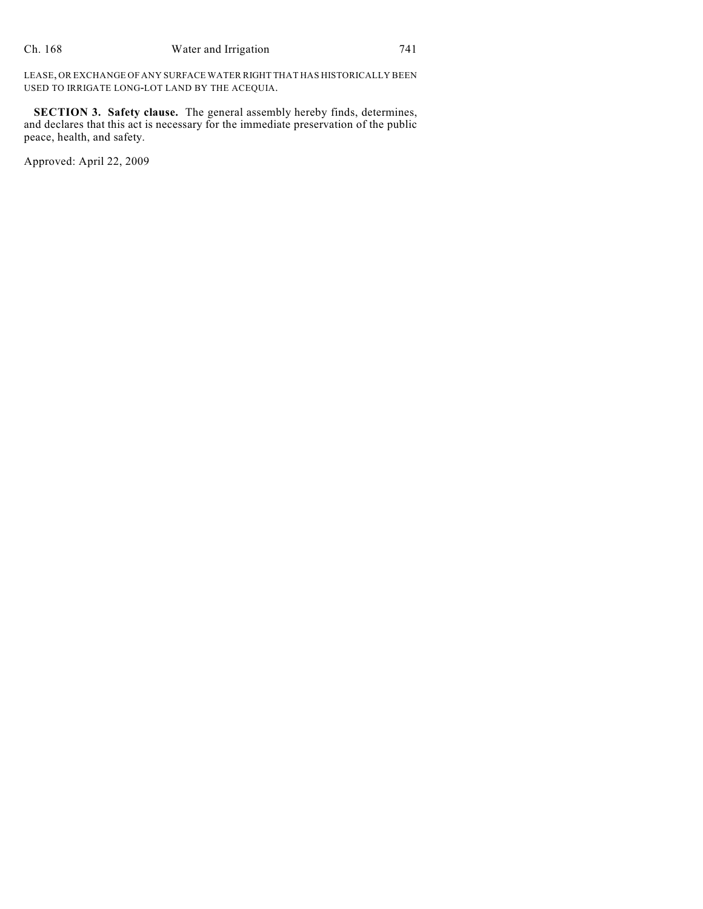LEASE, OR EXCHANGE OF ANY SURFACE WATER RIGHT THAT HAS HISTORICALLY BEEN USED TO IRRIGATE LONG-LOT LAND BY THE ACEQUIA.

**SECTION 3. Safety clause.** The general assembly hereby finds, determines, and declares that this act is necessary for the immediate preservation of the public peace, health, and safety.

Approved: April 22, 2009